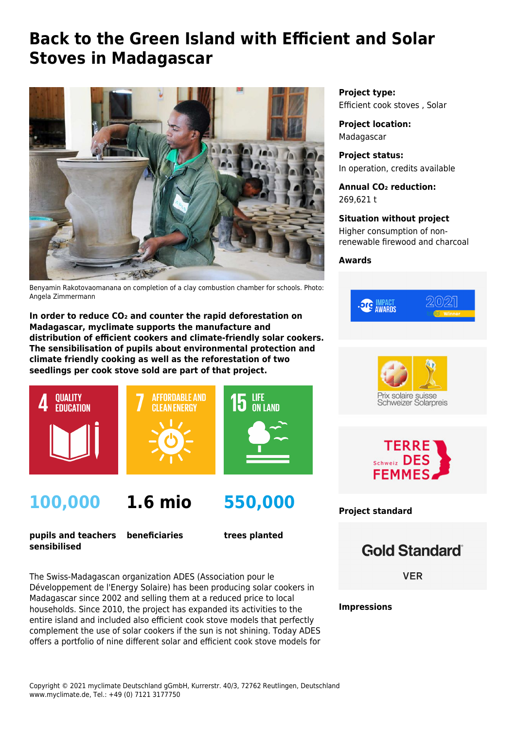# Back to the Green Island with Efficient and Solar Stoves in Madagascar

Benyamin Rakotovaomanana on completion of a clay combustion chamber for schools. Photo: Angela Zimmermann

**In order to reduce $CO_2$ and counter the rapid deforestation on Madagascar, myclimate supports the manufacture and distribution of efficient cookers and climate-friendly solar cookers. The sensibilisation of pupils about environmental protection and climate friendly cooking as well as the reforestation of two seedlings per cook stove sold are part of that project.**

4 QUALITY EDUCATION

7 AFFORDABLE AND CLEAN ENERGY

15 LIFE ON LAND

**100,000**

**pupils and teachers sensibilised**

**1.6 mio**

**beneficiaries**

**550,000**

**trees planted**

The Swiss-Madagascan organization ADES (Association pour le Développement de l'Energy Solaire) has been producing solar cookers in Madagascar since 2002 and selling them at a reduced price to local households. Since 2010, the project has expanded its activities to the entire island and included also efficient cook stove models that perfectly complement the use of solar cookers if the sun is not shining. Today ADES offers a portfolio of nine different solar and efficient cook stove models for

**Project type:**
Efficient cook stoves , Solar

**Project location:**
Madagascar

**Project status:**
In operation, credits available

**Annual $CO_2$ reduction:**
269,621 t

**Situation without project**
Higher consumption of non-renewable firewood and charcoal

**Awards**

.org IMPACT AWARDS 2021 Winner

Prix solaire suisse Schweizer Solarpreis

TERRE DES FEMMES Schweiz

**Project standard**

Gold Standard®

VER

**Impressions**

Copyright © 2021 myclimate Deutschland gGmbH, Kurrerstr. 40/3, 72762 Reutlingen, Deutschland
www.myclimate.de, Tel.: +49 (0) 7121 3177750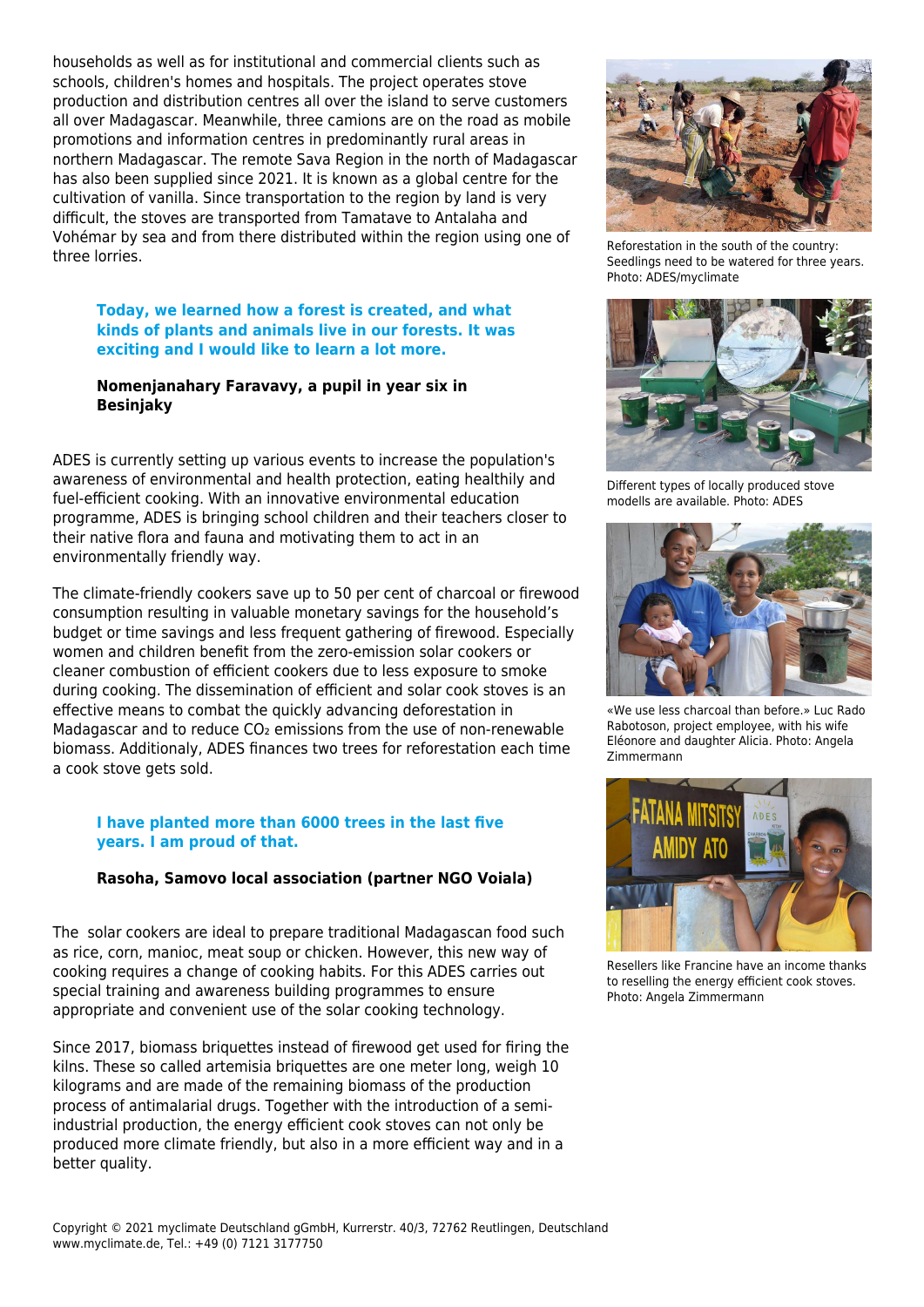households as well as for institutional and commercial clients such as schools, children's homes and hospitals. The project operates stove production and distribution centres all over the island to serve customers all over Madagascar. Meanwhile, three camions are on the road as mobile promotions and information centres in predominantly rural areas in northern Madagascar. The remote Sava Region in the north of Madagascar has also been supplied since 2021. It is known as a global centre for the cultivation of vanilla. Since transportation to the region by land is very difficult, the stoves are transported from Tamatave to Antalaha and Vohémar by sea and from there distributed within the region using one of three lorries.

> **Today, we learned how a forest is created, and what kinds of plants and animals live in our forests. It was exciting and I would like to learn a lot more.**
>
> **Nomenjanahary Faravavy, a pupil in year six in Besinjaky**

ADES is currently setting up various events to increase the population's awareness of environmental and health protection, eating healthily and fuel-efficient cooking. With an innovative environmental education programme, ADES is bringing school children and their teachers closer to their native flora and fauna and motivating them to act in an environmentally friendly way.

The climate-friendly cookers save up to 50 per cent of charcoal or firewood consumption resulting in valuable monetary savings for the household's budget or time savings and less frequent gathering of firewood. Especially women and children benefit from the zero-emission solar cookers or cleaner combustion of efficient cookers due to less exposure to smoke during cooking. The dissemination of efficient and solar cook stoves is an effective means to combat the quickly advancing deforestation in Madagascar and to reduce $CO_2$ emissions from the use of non-renewable biomass. Additionaly, ADES finances two trees for reforestation each time a cook stove gets sold.

> **I have planted more than 6000 trees in the last five years. I am proud of that.**
>
> **Rasoha, Samovo local association (partner NGO Voiala)**

The solar cookers are ideal to prepare traditional Madagascan food such as rice, corn, manioc, meat soup or chicken. However, this new way of cooking requires a change of cooking habits. For this ADES carries out special training and awareness building programmes to ensure appropriate and convenient use of the solar cooking technology.

Since 2017, biomass briquettes instead of firewood get used for firing the kilns. These so called artemisia briquettes are one meter long, weigh 10 kilograms and are made of the remaining biomass of the production process of antimalarial drugs. Together with the introduction of a semi-industrial production, the energy efficient cook stoves can not only be produced more climate friendly, but also in a more efficient way and in a better quality.

Reforestation in the south of the country: Seedlings need to be watered for three years. Photo: ADES/myclimate

Different types of locally produced stove modells are available. Photo: ADES

«We use less charcoal than before.» Luc Rado Rabotoson, project employee, with his wife Eléonore and daughter Alicia. Photo: Angela Zimmermann

Resellers like Francine have an income thanks to reselling the energy efficient cook stoves. Photo: Angela Zimmermann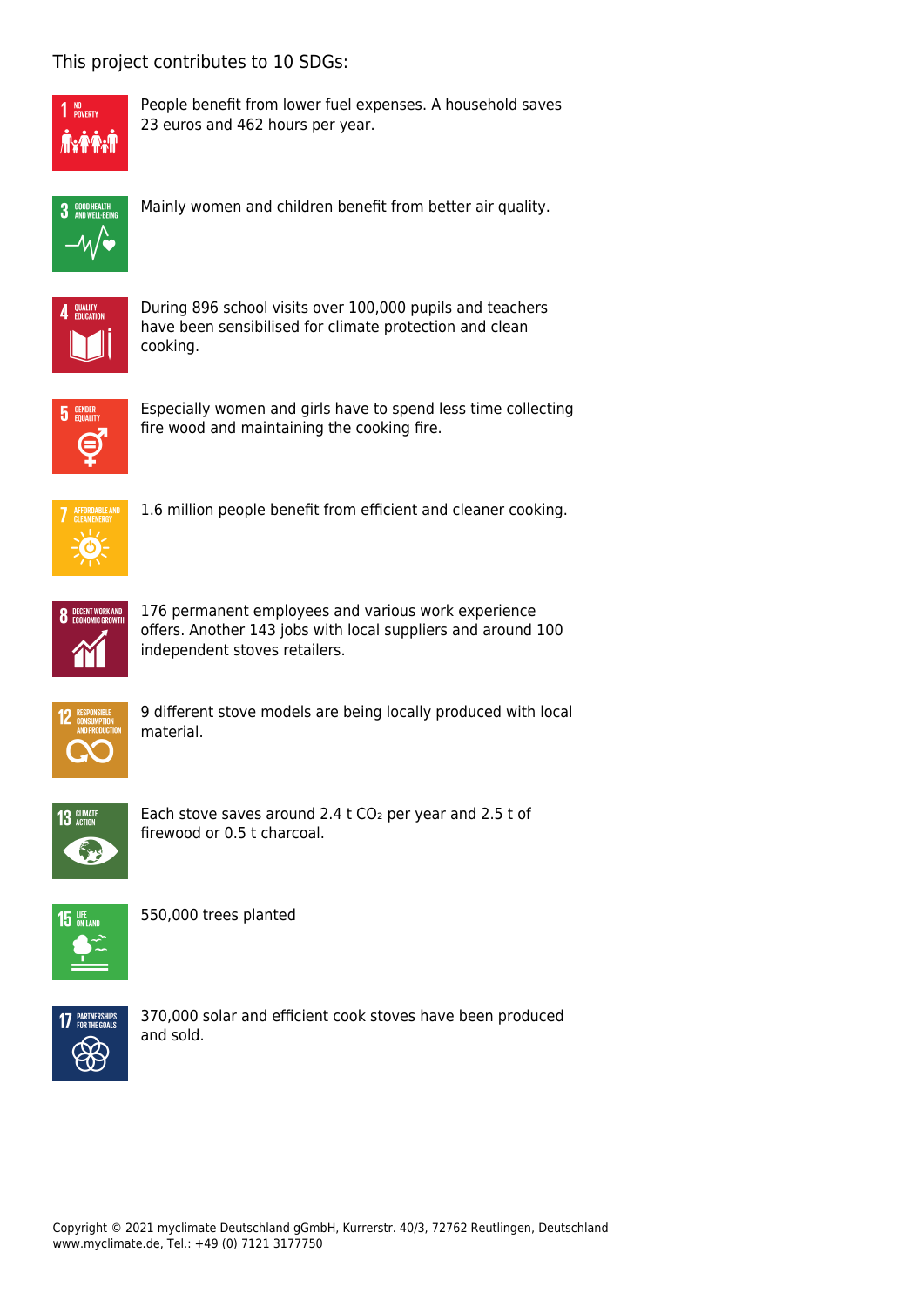This project contributes to 10 SDGs:

1 NO POVERTY

People benefit from lower fuel expenses. A household saves 23 euros and 462 hours per year.

3 GOOD HEALTH AND WELL-BEING

Mainly women and children benefit from better air quality.

4 QUALITY EDUCATION

During 896 school visits over 100,000 pupils and teachers have been sensibilised for climate protection and clean cooking.

5 GENDER EQUALITY

Especially women and girls have to spend less time collecting fire wood and maintaining the cooking fire.

7 AFFORDABLE AND CLEAN ENERGY

1.6 million people benefit from efficient and cleaner cooking.

8 DECENT WORK AND ECONOMIC GROWTH

176 permanent employees and various work experience offers. Another 143 jobs with local suppliers and around 100 independent stoves retailers.

12 RESPONSIBLE CONSUMPTION AND PRODUCTION

9 different stove models are being locally produced with local material.

13 CLIMATE ACTION

Each stove saves around 2.4 t $CO_2$ per year and 2.5 t of firewood or 0.5 t charcoal.

15 LIFE ON LAND

550,000 trees planted

17 PARTNERSHIPS FOR THE GOALS

370,000 solar and efficient cook stoves have been produced and sold.

Copyright © 2021 myclimate Deutschland gGmbH, Kurrerstr. 40/3, 72762 Reutlingen, Deutschland
www.myclimate.de, Tel.: +49 (0) 7121 3177750